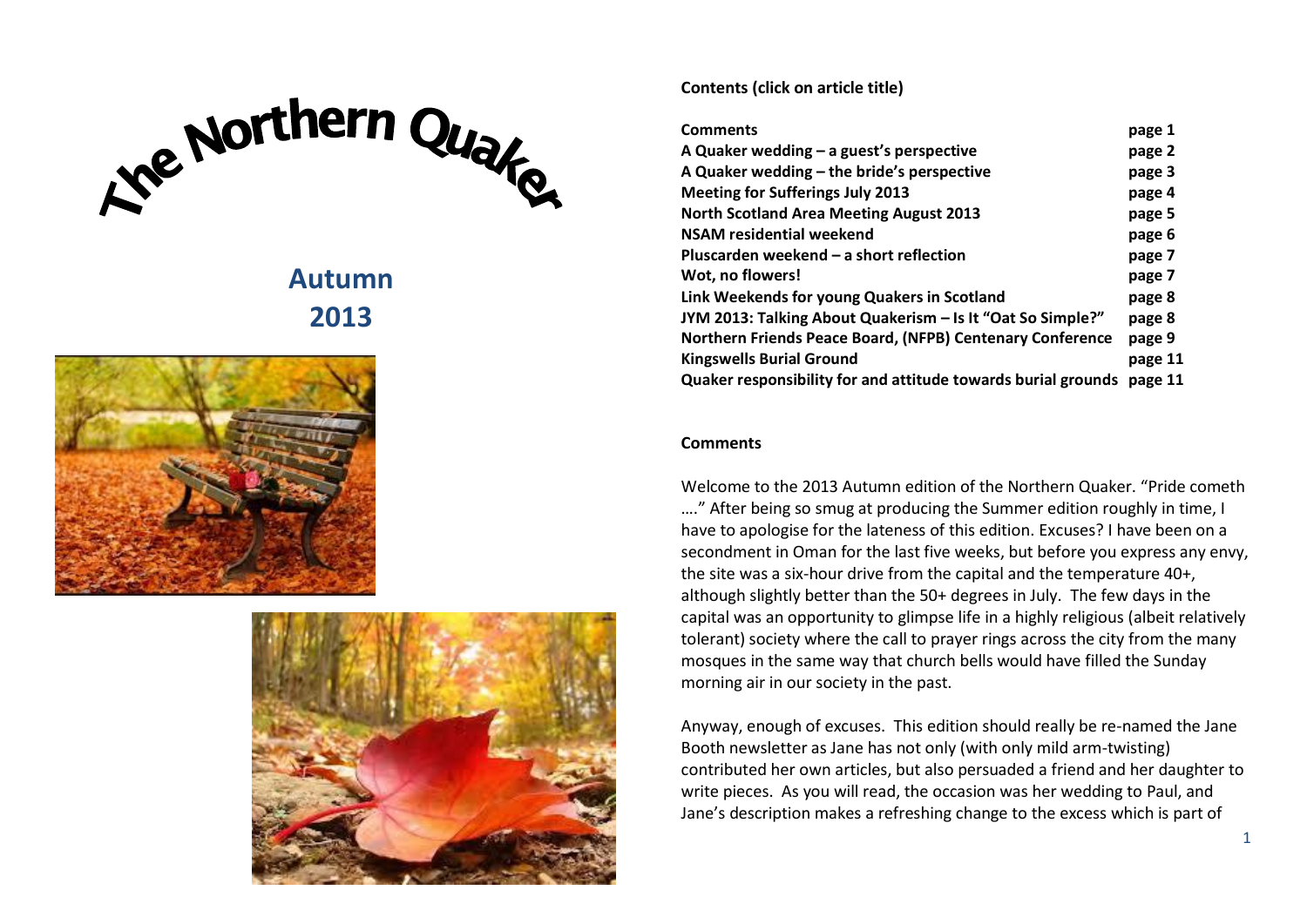# The Northern Quaker

## Autumn 2013

**Contents (click on article title)**

| | |
|---|---|
| **Comments** | **page 1** |
| **A Quaker wedding – a guest's perspective** | **page 2** |
| **A Quaker wedding – the bride's perspective** | **page 3** |
| **Meeting for Sufferings July 2013** | **page 4** |
| **North Scotland Area Meeting August 2013** | **page 5** |
| **NSAM residential weekend** | **page 6** |
| **Pluscarden weekend – a short reflection** | **page 7** |
| **Wot, no flowers!** | **page 7** |
| **Link Weekends for young Quakers in Scotland** | **page 8** |
| **JYM 2013: Talking About Quakerism – Is It "Oat So Simple?"** | **page 8** |
| **Northern Friends Peace Board, (NFPB) Centenary Conference** | **page 9** |
| **Kingswells Burial Ground** | **page 11** |
| **Quaker responsibility for and attitude towards burial grounds** | **page 11** |

### Comments

Welcome to the 2013 Autumn edition of the Northern Quaker. "Pride cometh …." After being so smug at producing the Summer edition roughly in time, I have to apologise for the lateness of this edition. Excuses? I have been on a secondment in Oman for the last five weeks, but before you express any envy, the site was a six-hour drive from the capital and the temperature 40+, although slightly better than the 50+ degrees in July. The few days in the capital was an opportunity to glimpse life in a highly religious (albeit relatively tolerant) society where the call to prayer rings across the city from the many mosques in the same way that church bells would have filled the Sunday morning air in our society in the past.

Anyway, enough of excuses. This edition should really be re-named the Jane Booth newsletter as Jane has not only (with only mild arm-twisting) contributed her own articles, but also persuaded a friend and her daughter to write pieces. As you will read, the occasion was her wedding to Paul, and Jane's description makes a refreshing change to the excess which is part of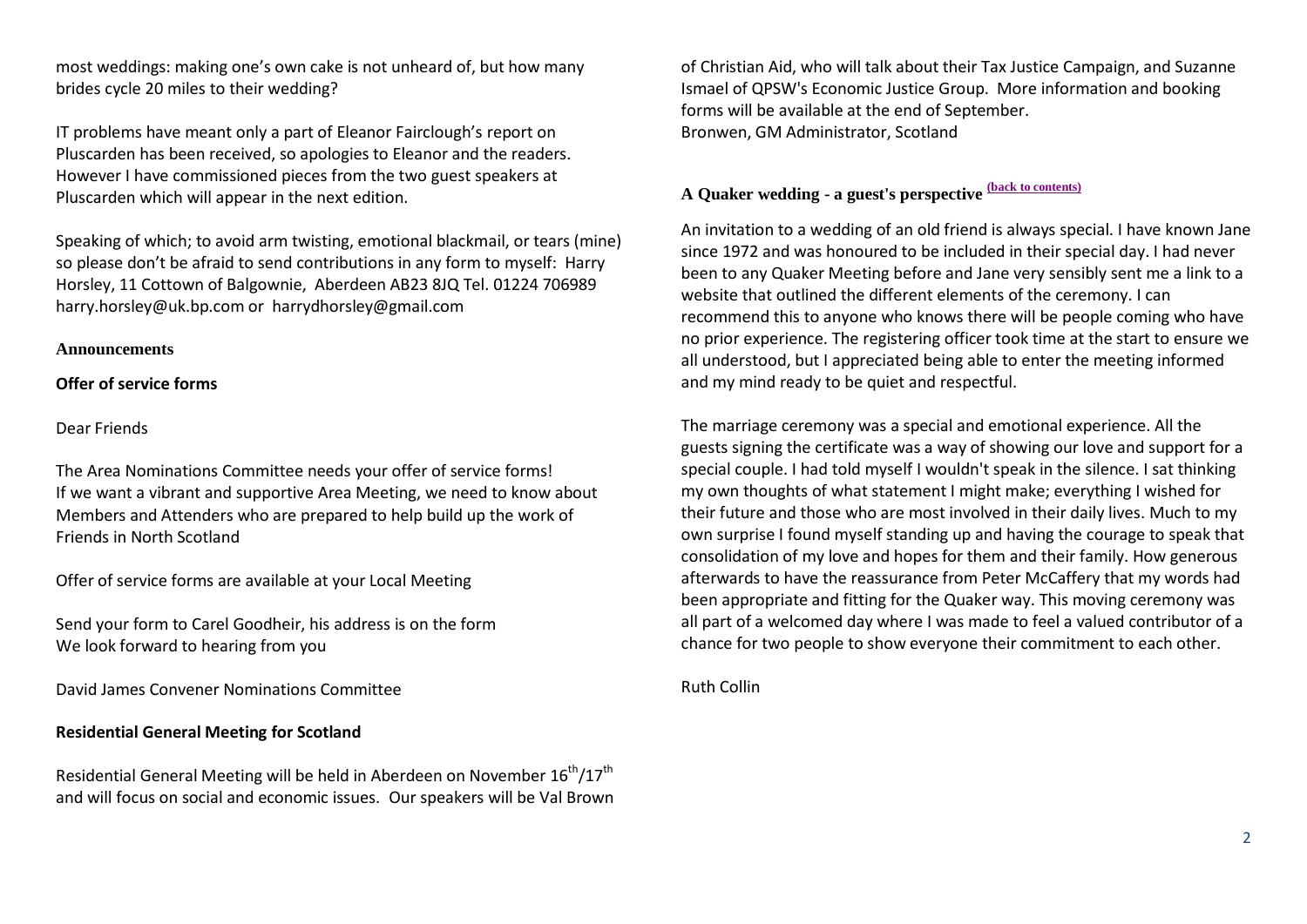most weddings: making one's own cake is not unheard of, but how many brides cycle 20 miles to their wedding?

IT problems have meant only a part of Eleanor Fairclough's report on Pluscarden has been received, so apologies to Eleanor and the readers. However I have commissioned pieces from the two guest speakers at Pluscarden which will appear in the next edition.

Speaking of which; to avoid arm twisting, emotional blackmail, or tears (mine) so please don't be afraid to send contributions in any form to myself: Harry Horsley, 11 Cottown of Balgownie, Aberdeen AB23 8JQ Tel. 01224 706989 harry.horsley@uk.bp.com or harrydhorsley@gmail.com

## Announcements

### Offer of service forms

Dear Friends

The Area Nominations Committee needs your offer of service forms!
If we want a vibrant and supportive Area Meeting, we need to know about Members and Attenders who are prepared to help build up the work of Friends in North Scotland

Offer of service forms are available at your Local Meeting

Send your form to Carel Goodheir, his address is on the form
We look forward to hearing from you

David James Convener Nominations Committee

### Residential General Meeting for Scotland

Residential General Meeting will be held in Aberdeen on November 16th/17th and will focus on social and economic issues. Our speakers will be Val Brown of Christian Aid, who will talk about their Tax Justice Campaign, and Suzanne Ismael of QPSW's Economic Justice Group. More information and booking forms will be available at the end of September.
Bronwen, GM Administrator, Scotland

## A Quaker wedding - a guest's perspective (back to contents)

An invitation to a wedding of an old friend is always special. I have known Jane since 1972 and was honoured to be included in their special day. I had never been to any Quaker Meeting before and Jane very sensibly sent me a link to a website that outlined the different elements of the ceremony. I can recommend this to anyone who knows there will be people coming who have no prior experience. The registering officer took time at the start to ensure we all understood, but I appreciated being able to enter the meeting informed and my mind ready to be quiet and respectful.

The marriage ceremony was a special and emotional experience. All the guests signing the certificate was a way of showing our love and support for a special couple. I had told myself I wouldn't speak in the silence. I sat thinking my own thoughts of what statement I might make; everything I wished for their future and those who are most involved in their daily lives. Much to my own surprise I found myself standing up and having the courage to speak that consolidation of my love and hopes for them and their family. How generous afterwards to have the reassurance from Peter McCaffery that my words had been appropriate and fitting for the Quaker way. This moving ceremony was all part of a welcomed day where I was made to feel a valued contributor of a chance for two people to show everyone their commitment to each other.

Ruth Collin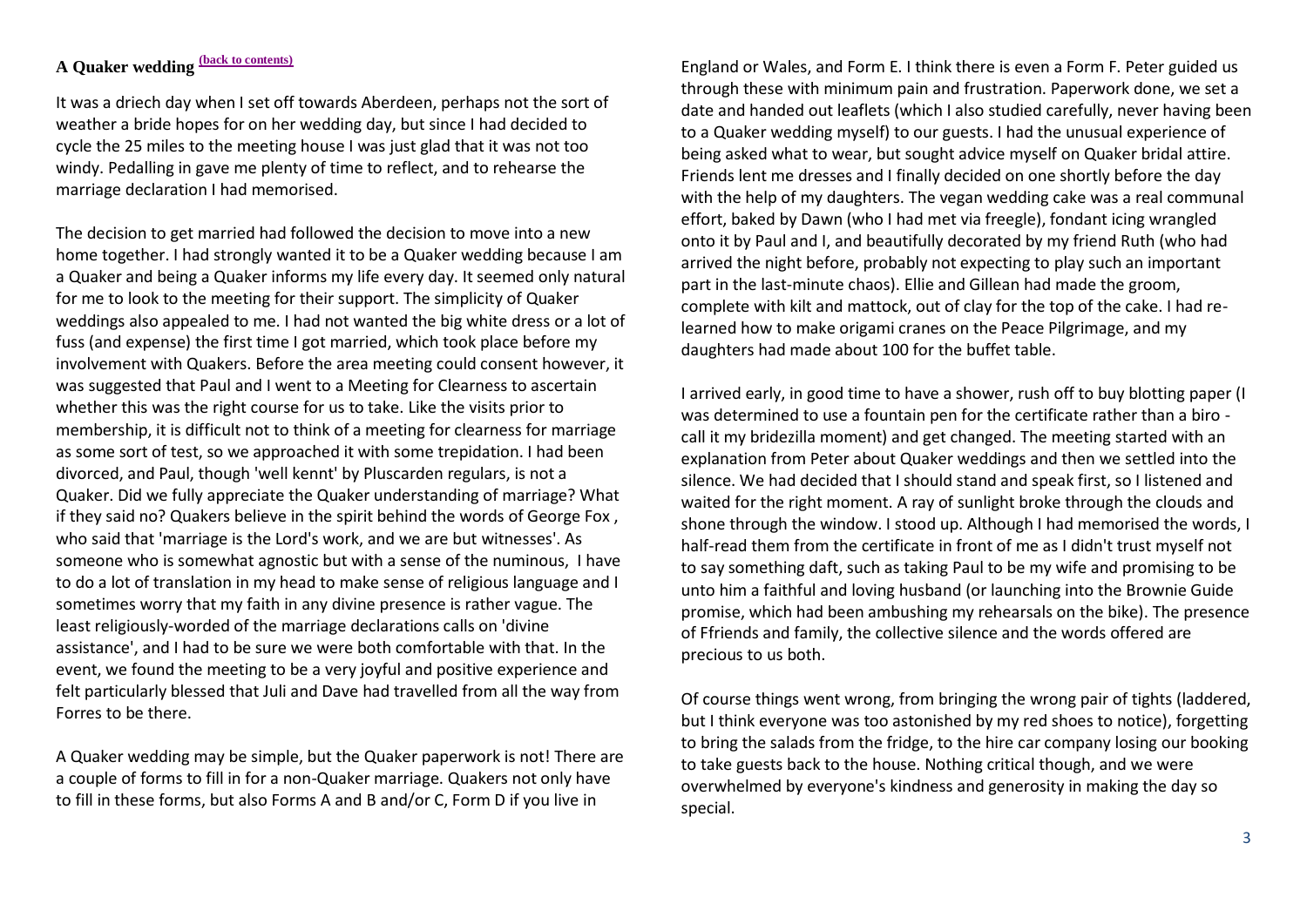# A Quaker wedding [(back to contents)]

It was a driech day when I set off towards Aberdeen, perhaps not the sort of weather a bride hopes for on her wedding day, but since I had decided to cycle the 25 miles to the meeting house I was just glad that it was not too windy. Pedalling in gave me plenty of time to reflect, and to rehearse the marriage declaration I had memorised.

The decision to get married had followed the decision to move into a new home together. I had strongly wanted it to be a Quaker wedding because I am a Quaker and being a Quaker informs my life every day. It seemed only natural for me to look to the meeting for their support. The simplicity of Quaker weddings also appealed to me. I had not wanted the big white dress or a lot of fuss (and expense) the first time I got married, which took place before my involvement with Quakers. Before the area meeting could consent however, it was suggested that Paul and I went to a Meeting for Clearness to ascertain whether this was the right course for us to take. Like the visits prior to membership, it is difficult not to think of a meeting for clearness for marriage as some sort of test, so we approached it with some trepidation. I had been divorced, and Paul, though 'well kennt' by Pluscarden regulars, is not a Quaker. Did we fully appreciate the Quaker understanding of marriage? What if they said no? Quakers believe in the spirit behind the words of George Fox , who said that 'marriage is the Lord's work, and we are but witnesses'. As someone who is somewhat agnostic but with a sense of the numinous, I have to do a lot of translation in my head to make sense of religious language and I sometimes worry that my faith in any divine presence is rather vague. The least religiously-worded of the marriage declarations calls on 'divine assistance', and I had to be sure we were both comfortable with that. In the event, we found the meeting to be a very joyful and positive experience and felt particularly blessed that Juli and Dave had travelled from all the way from Forres to be there.

A Quaker wedding may be simple, but the Quaker paperwork is not! There are a couple of forms to fill in for a non-Quaker marriage. Quakers not only have to fill in these forms, but also Forms A and B and/or C, Form D if you live in England or Wales, and Form E. I think there is even a Form F. Peter guided us through these with minimum pain and frustration. Paperwork done, we set a date and handed out leaflets (which I also studied carefully, never having been to a Quaker wedding myself) to our guests. I had the unusual experience of being asked what to wear, but sought advice myself on Quaker bridal attire. Friends lent me dresses and I finally decided on one shortly before the day with the help of my daughters. The vegan wedding cake was a real communal effort, baked by Dawn (who I had met via freegle), fondant icing wrangled onto it by Paul and I, and beautifully decorated by my friend Ruth (who had arrived the night before, probably not expecting to play such an important part in the last-minute chaos). Ellie and Gillean had made the groom, complete with kilt and mattock, out of clay for the top of the cake. I had re-learned how to make origami cranes on the Peace Pilgrimage, and my daughters had made about 100 for the buffet table.

I arrived early, in good time to have a shower, rush off to buy blotting paper (I was determined to use a fountain pen for the certificate rather than a biro - call it my bridezilla moment) and get changed. The meeting started with an explanation from Peter about Quaker weddings and then we settled into the silence. We had decided that I should stand and speak first, so I listened and waited for the right moment. A ray of sunlight broke through the clouds and shone through the window. I stood up. Although I had memorised the words, I half-read them from the certificate in front of me as I didn't trust myself not to say something daft, such as taking Paul to be my wife and promising to be unto him a faithful and loving husband (or launching into the Brownie Guide promise, which had been ambushing my rehearsals on the bike). The presence of Ffriends and family, the collective silence and the words offered are precious to us both.

Of course things went wrong, from bringing the wrong pair of tights (laddered, but I think everyone was too astonished by my red shoes to notice), forgetting to bring the salads from the fridge, to the hire car company losing our booking to take guests back to the house. Nothing critical though, and we were overwhelmed by everyone's kindness and generosity in making the day so special.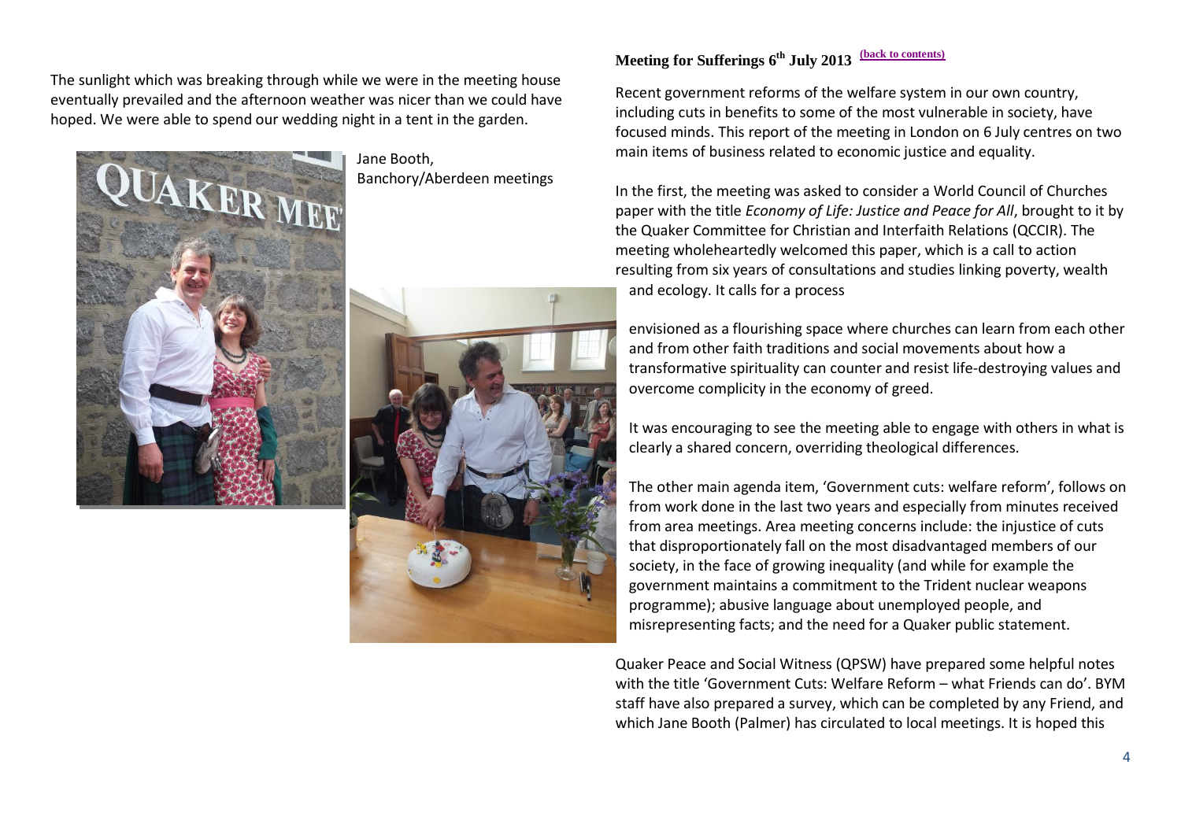The sunlight which was breaking through while we were in the meeting house eventually prevailed and the afternoon weather was nicer than we could have hoped. We were able to spend our wedding night in a tent in the garden.

Jane Booth,
Banchory/Aberdeen meetings

## Meeting for Sufferings 6th July 2013 (back to contents)

Recent government reforms of the welfare system in our own country, including cuts in benefits to some of the most vulnerable in society, have focused minds. This report of the meeting in London on 6 July centres on two main items of business related to economic justice and equality.

In the first, the meeting was asked to consider a World Council of Churches paper with the title *Economy of Life: Justice and Peace for All*, brought to it by the Quaker Committee for Christian and Interfaith Relations (QCCIR). The meeting wholeheartedly welcomed this paper, which is a call to action resulting from six years of consultations and studies linking poverty, wealth and ecology. It calls for a process

> envisioned as a flourishing space where churches can learn from each other and from other faith traditions and social movements about how a transformative spirituality can counter and resist life-destroying values and overcome complicity in the economy of greed.

It was encouraging to see the meeting able to engage with others in what is clearly a shared concern, overriding theological differences.

The other main agenda item, 'Government cuts: welfare reform', follows on from work done in the last two years and especially from minutes received from area meetings. Area meeting concerns include: the injustice of cuts that disproportionately fall on the most disadvantaged members of our society, in the face of growing inequality (and while for example the government maintains a commitment to the Trident nuclear weapons programme); abusive language about unemployed people, and misrepresenting facts; and the need for a Quaker public statement.

Quaker Peace and Social Witness (QPSW) have prepared some helpful notes with the title 'Government Cuts: Welfare Reform – what Friends can do'. BYM staff have also prepared a survey, which can be completed by any Friend, and which Jane Booth (Palmer) has circulated to local meetings. It is hoped this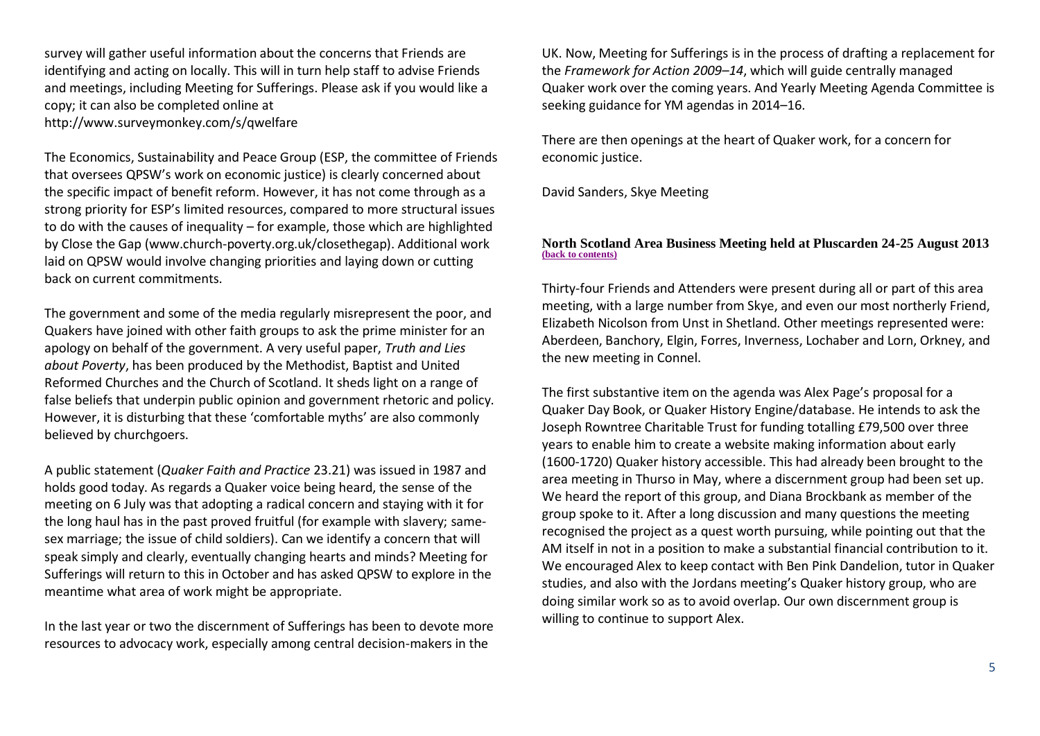survey will gather useful information about the concerns that Friends are identifying and acting on locally. This will in turn help staff to advise Friends and meetings, including Meeting for Sufferings. Please ask if you would like a copy; it can also be completed online at http://www.surveymonkey.com/s/qwelfare

The Economics, Sustainability and Peace Group (ESP, the committee of Friends that oversees QPSW's work on economic justice) is clearly concerned about the specific impact of benefit reform. However, it has not come through as a strong priority for ESP's limited resources, compared to more structural issues to do with the causes of inequality – for example, those which are highlighted by Close the Gap (www.church-poverty.org.uk/closethegap). Additional work laid on QPSW would involve changing priorities and laying down or cutting back on current commitments.

The government and some of the media regularly misrepresent the poor, and Quakers have joined with other faith groups to ask the prime minister for an apology on behalf of the government. A very useful paper, *Truth and Lies about Poverty*, has been produced by the Methodist, Baptist and United Reformed Churches and the Church of Scotland. It sheds light on a range of false beliefs that underpin public opinion and government rhetoric and policy. However, it is disturbing that these 'comfortable myths' are also commonly believed by churchgoers.

A public statement (*Quaker Faith and Practice* 23.21) was issued in 1987 and holds good today. As regards a Quaker voice being heard, the sense of the meeting on 6 July was that adopting a radical concern and staying with it for the long haul has in the past proved fruitful (for example with slavery; same-sex marriage; the issue of child soldiers). Can we identify a concern that will speak simply and clearly, eventually changing hearts and minds? Meeting for Sufferings will return to this in October and has asked QPSW to explore in the meantime what area of work might be appropriate.

In the last year or two the discernment of Sufferings has been to devote more resources to advocacy work, especially among central decision-makers in the UK. Now, Meeting for Sufferings is in the process of drafting a replacement for the *Framework for Action 2009–14*, which will guide centrally managed Quaker work over the coming years. And Yearly Meeting Agenda Committee is seeking guidance for YM agendas in 2014–16.

There are then openings at the heart of Quaker work, for a concern for economic justice.

David Sanders, Skye Meeting

## North Scotland Area Business Meeting held at Pluscarden 24-25 August 2013

(back to contents)

Thirty-four Friends and Attenders were present during all or part of this area meeting, with a large number from Skye, and even our most northerly Friend, Elizabeth Nicolson from Unst in Shetland. Other meetings represented were: Aberdeen, Banchory, Elgin, Forres, Inverness, Lochaber and Lorn, Orkney, and the new meeting in Connel.

The first substantive item on the agenda was Alex Page's proposal for a Quaker Day Book, or Quaker History Engine/database. He intends to ask the Joseph Rowntree Charitable Trust for funding totalling £79,500 over three years to enable him to create a website making information about early (1600-1720) Quaker history accessible. This had already been brought to the area meeting in Thurso in May, where a discernment group had been set up. We heard the report of this group, and Diana Brockbank as member of the group spoke to it. After a long discussion and many questions the meeting recognised the project as a quest worth pursuing, while pointing out that the AM itself in not in a position to make a substantial financial contribution to it. We encouraged Alex to keep contact with Ben Pink Dandelion, tutor in Quaker studies, and also with the Jordans meeting's Quaker history group, who are doing similar work so as to avoid overlap. Our own discernment group is willing to continue to support Alex.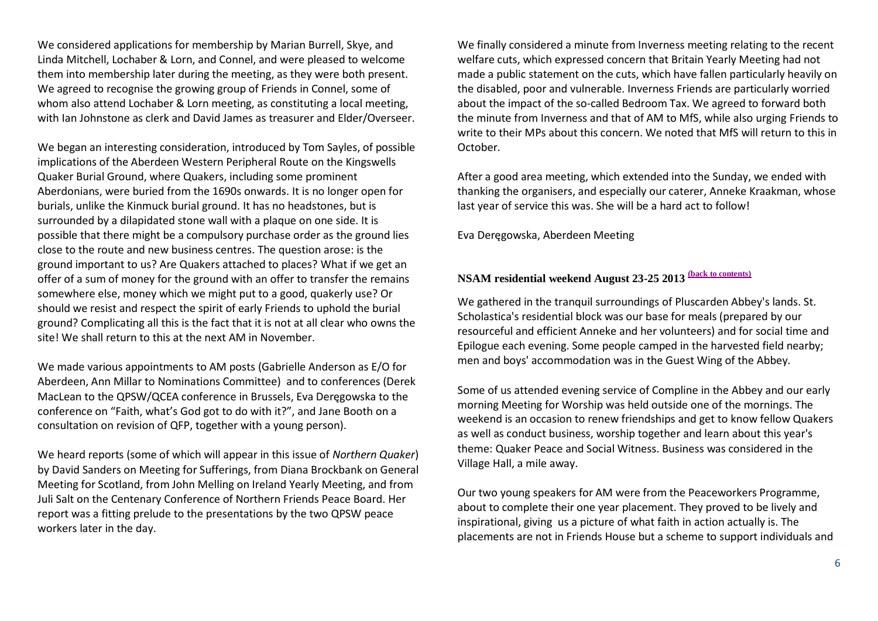We considered applications for membership by Marian Burrell, Skye, and Linda Mitchell, Lochaber & Lorn, and Connel, and were pleased to welcome them into membership later during the meeting, as they were both present. We agreed to recognise the growing group of Friends in Connel, some of whom also attend Lochaber & Lorn meeting, as constituting a local meeting, with Ian Johnstone as clerk and David James as treasurer and Elder/Overseer.

We began an interesting consideration, introduced by Tom Sayles, of possible implications of the Aberdeen Western Peripheral Route on the Kingswells Quaker Burial Ground, where Quakers, including some prominent Aberdonians, were buried from the 1690s onwards. It is no longer open for burials, unlike the Kinmuck burial ground. It has no headstones, but is surrounded by a dilapidated stone wall with a plaque on one side. It is possible that there might be a compulsory purchase order as the ground lies close to the route and new business centres. The question arose: is the ground important to us? Are Quakers attached to places? What if we get an offer of a sum of money for the ground with an offer to transfer the remains somewhere else, money which we might put to a good, quakerly use? Or should we resist and respect the spirit of early Friends to uphold the burial ground? Complicating all this is the fact that it is not at all clear who owns the site! We shall return to this at the next AM in November.

We made various appointments to AM posts (Gabrielle Anderson as E/O for Aberdeen, Ann Millar to Nominations Committee) and to conferences (Derek MacLean to the QPSW/QCEA conference in Brussels, Eva Deręgowska to the conference on "Faith, what's God got to do with it?", and Jane Booth on a consultation on revision of QFP, together with a young person).

We heard reports (some of which will appear in this issue of *Northern Quaker*) by David Sanders on Meeting for Sufferings, from Diana Brockbank on General Meeting for Scotland, from John Melling on Ireland Yearly Meeting, and from Juli Salt on the Centenary Conference of Northern Friends Peace Board. Her report was a fitting prelude to the presentations by the two QPSW peace workers later in the day.

We finally considered a minute from Inverness meeting relating to the recent welfare cuts, which expressed concern that Britain Yearly Meeting had not made a public statement on the cuts, which have fallen particularly heavily on the disabled, poor and vulnerable. Inverness Friends are particularly worried about the impact of the so-called Bedroom Tax. We agreed to forward both the minute from Inverness and that of AM to MfS, while also urging Friends to write to their MPs about this concern. We noted that MfS will return to this in October.

After a good area meeting, which extended into the Sunday, we ended with thanking the organisers, and especially our caterer, Anneke Kraakman, whose last year of service this was. She will be a hard act to follow!

Eva Deręgowska, Aberdeen Meeting

## NSAM residential weekend August 23-25 2013 (back to contents)

We gathered in the tranquil surroundings of Pluscarden Abbey's lands. St. Scholastica's residential block was our base for meals (prepared by our resourceful and efficient Anneke and her volunteers) and for social time and Epilogue each evening. Some people camped in the harvested field nearby; men and boys' accommodation was in the Guest Wing of the Abbey.

Some of us attended evening service of Compline in the Abbey and our early morning Meeting for Worship was held outside one of the mornings. The weekend is an occasion to renew friendships and get to know fellow Quakers as well as conduct business, worship together and learn about this year's theme: Quaker Peace and Social Witness. Business was considered in the Village Hall, a mile away.

Our two young speakers for AM were from the Peaceworkers Programme, about to complete their one year placement. They proved to be lively and inspirational, giving us a picture of what faith in action actually is. The placements are not in Friends House but a scheme to support individuals and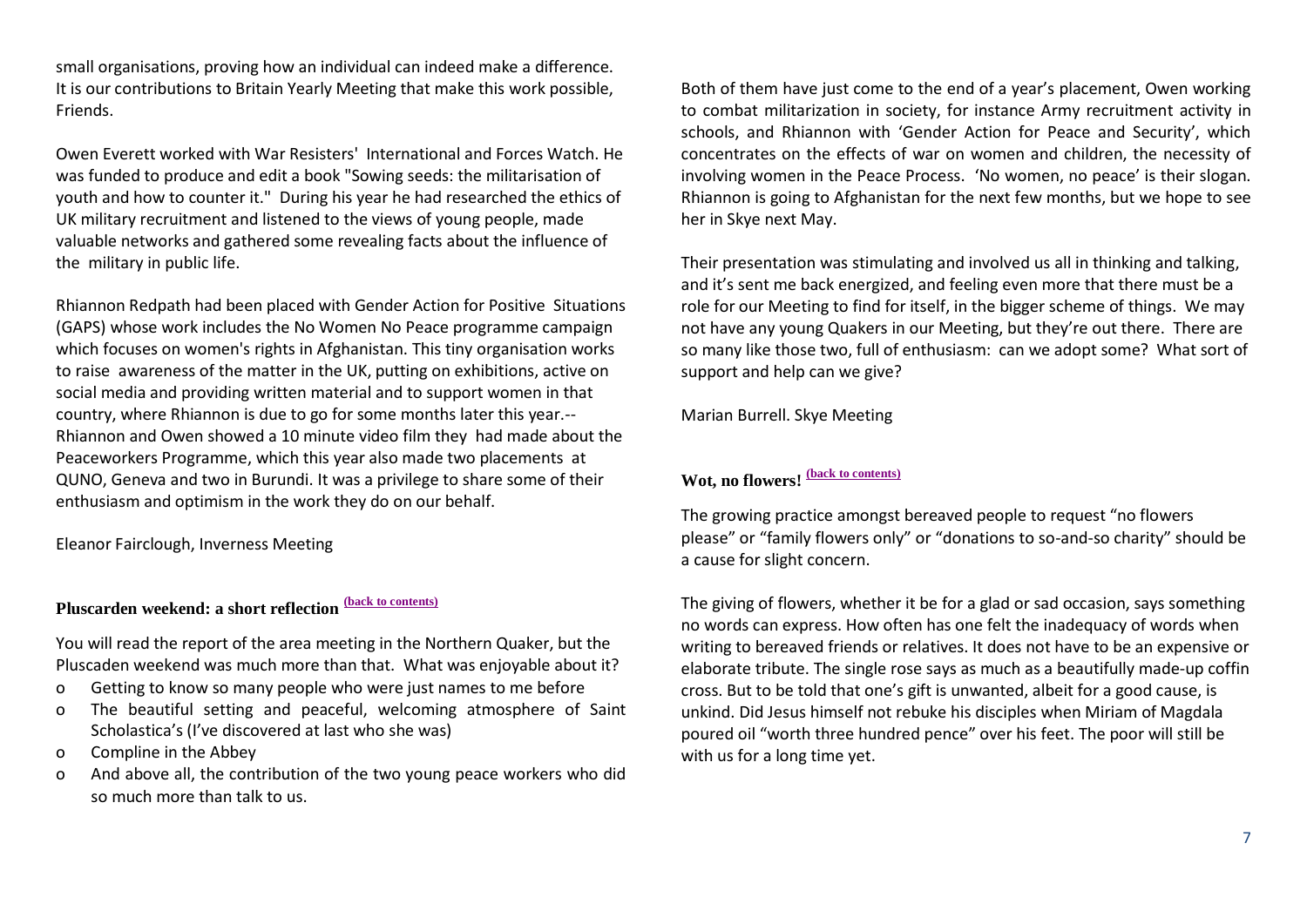small organisations, proving how an individual can indeed make a difference. It is our contributions to Britain Yearly Meeting that make this work possible, Friends.

Owen Everett worked with War Resisters' International and Forces Watch. He was funded to produce and edit a book "Sowing seeds: the militarisation of youth and how to counter it." During his year he had researched the ethics of UK military recruitment and listened to the views of young people, made valuable networks and gathered some revealing facts about the influence of the military in public life.

Rhiannon Redpath had been placed with Gender Action for Positive Situations (GAPS) whose work includes the No Women No Peace programme campaign which focuses on women's rights in Afghanistan. This tiny organisation works to raise awareness of the matter in the UK, putting on exhibitions, active on social media and providing written material and to support women in that country, where Rhiannon is due to go for some months later this year.-- Rhiannon and Owen showed a 10 minute video film they had made about the Peaceworkers Programme, which this year also made two placements at QUNO, Geneva and two in Burundi. It was a privilege to share some of their enthusiasm and optimism in the work they do on our behalf.

Eleanor Fairclough, Inverness Meeting

## Pluscarden weekend: a short reflection [(back to contents)]

You will read the report of the area meeting in the Northern Quaker, but the Pluscaden weekend was much more than that. What was enjoyable about it?

- Getting to know so many people who were just names to me before
- The beautiful setting and peaceful, welcoming atmosphere of Saint Scholastica's (I've discovered at last who she was)
- Compline in the Abbey
- And above all, the contribution of the two young peace workers who did so much more than talk to us.

Both of them have just come to the end of a year's placement, Owen working to combat militarization in society, for instance Army recruitment activity in schools, and Rhiannon with 'Gender Action for Peace and Security', which concentrates on the effects of war on women and children, the necessity of involving women in the Peace Process. 'No women, no peace' is their slogan. Rhiannon is going to Afghanistan for the next few months, but we hope to see her in Skye next May.

Their presentation was stimulating and involved us all in thinking and talking, and it's sent me back energized, and feeling even more that there must be a role for our Meeting to find for itself, in the bigger scheme of things. We may not have any young Quakers in our Meeting, but they're out there. There are so many like those two, full of enthusiasm: can we adopt some? What sort of support and help can we give?

Marian Burrell. Skye Meeting

## Wot, no flowers! [(back to contents)]

The growing practice amongst bereaved people to request "no flowers please" or "family flowers only" or "donations to so-and-so charity" should be a cause for slight concern.

The giving of flowers, whether it be for a glad or sad occasion, says something no words can express. How often has one felt the inadequacy of words when writing to bereaved friends or relatives. It does not have to be an expensive or elaborate tribute. The single rose says as much as a beautifully made-up coffin cross. But to be told that one's gift is unwanted, albeit for a good cause, is unkind. Did Jesus himself not rebuke his disciples when Miriam of Magdala poured oil "worth three hundred pence" over his feet. The poor will still be with us for a long time yet.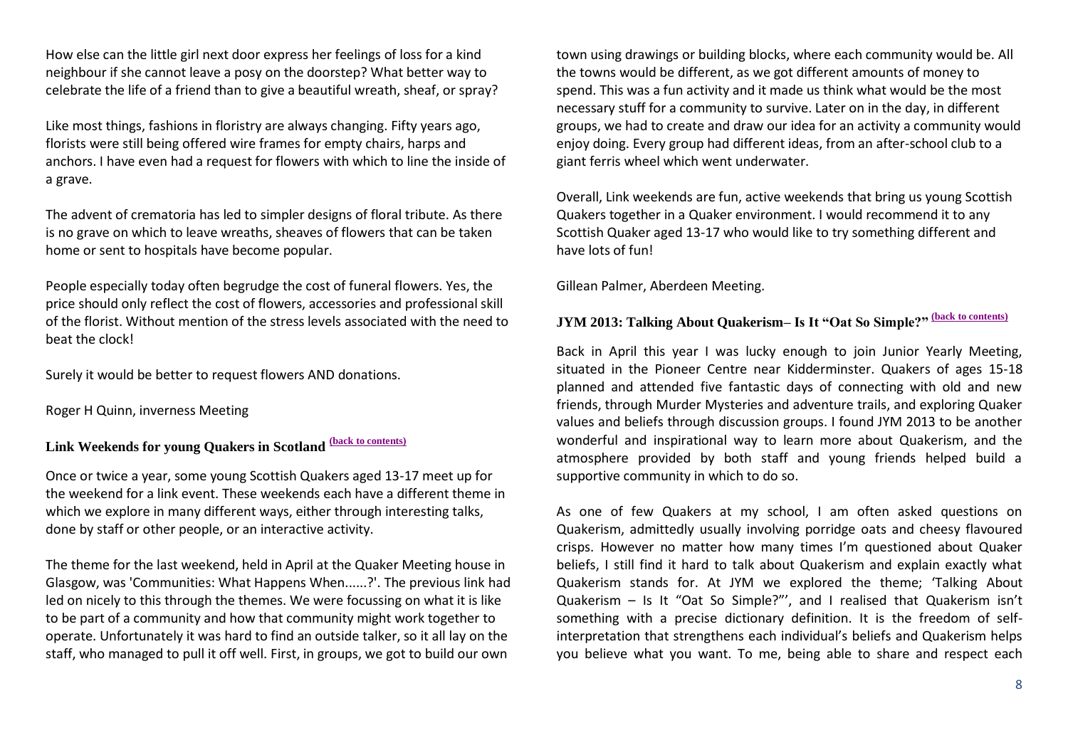How else can the little girl next door express her feelings of loss for a kind neighbour if she cannot leave a posy on the doorstep? What better way to celebrate the life of a friend than to give a beautiful wreath, sheaf, or spray?

Like most things, fashions in floristry are always changing. Fifty years ago, florists were still being offered wire frames for empty chairs, harps and anchors. I have even had a request for flowers with which to line the inside of a grave.

The advent of crematoria has led to simpler designs of floral tribute. As there is no grave on which to leave wreaths, sheaves of flowers that can be taken home or sent to hospitals have become popular.

People especially today often begrudge the cost of funeral flowers. Yes, the price should only reflect the cost of flowers, accessories and professional skill of the florist. Without mention of the stress levels associated with the need to beat the clock!

Surely it would be better to request flowers AND donations.

Roger H Quinn, inverness Meeting

### Link Weekends for young Quakers in Scotland [(back to contents)]

Once or twice a year, some young Scottish Quakers aged 13-17 meet up for the weekend for a link event. These weekends each have a different theme in which we explore in many different ways, either through interesting talks, done by staff or other people, or an interactive activity.

The theme for the last weekend, held in April at the Quaker Meeting house in Glasgow, was 'Communities: What Happens When......?'. The previous link had led on nicely to this through the themes. We were focussing on what it is like to be part of a community and how that community might work together to operate. Unfortunately it was hard to find an outside talker, so it all lay on the staff, who managed to pull it off well. First, in groups, we got to build our own town using drawings or building blocks, where each community would be. All the towns would be different, as we got different amounts of money to spend. This was a fun activity and it made us think what would be the most necessary stuff for a community to survive. Later on in the day, in different groups, we had to create and draw our idea for an activity a community would enjoy doing. Every group had different ideas, from an after-school club to a giant ferris wheel which went underwater.

Overall, Link weekends are fun, active weekends that bring us young Scottish Quakers together in a Quaker environment. I would recommend it to any Scottish Quaker aged 13-17 who would like to try something different and have lots of fun!

Gillean Palmer, Aberdeen Meeting.

### JYM 2013: Talking About Quakerism– Is It "Oat So Simple?" [(back to contents)]

Back in April this year I was lucky enough to join Junior Yearly Meeting, situated in the Pioneer Centre near Kidderminster. Quakers of ages 15-18 planned and attended five fantastic days of connecting with old and new friends, through Murder Mysteries and adventure trails, and exploring Quaker values and beliefs through discussion groups. I found JYM 2013 to be another wonderful and inspirational way to learn more about Quakerism, and the atmosphere provided by both staff and young friends helped build a supportive community in which to do so.

As one of few Quakers at my school, I am often asked questions on Quakerism, admittedly usually involving porridge oats and cheesy flavoured crisps. However no matter how many times I'm questioned about Quaker beliefs, I still find it hard to talk about Quakerism and explain exactly what Quakerism stands for. At JYM we explored the theme; 'Talking About Quakerism – Is It "Oat So Simple?"', and I realised that Quakerism isn't something with a precise dictionary definition. It is the freedom of self-interpretation that strengthens each individual's beliefs and Quakerism helps you believe what you want. To me, being able to share and respect each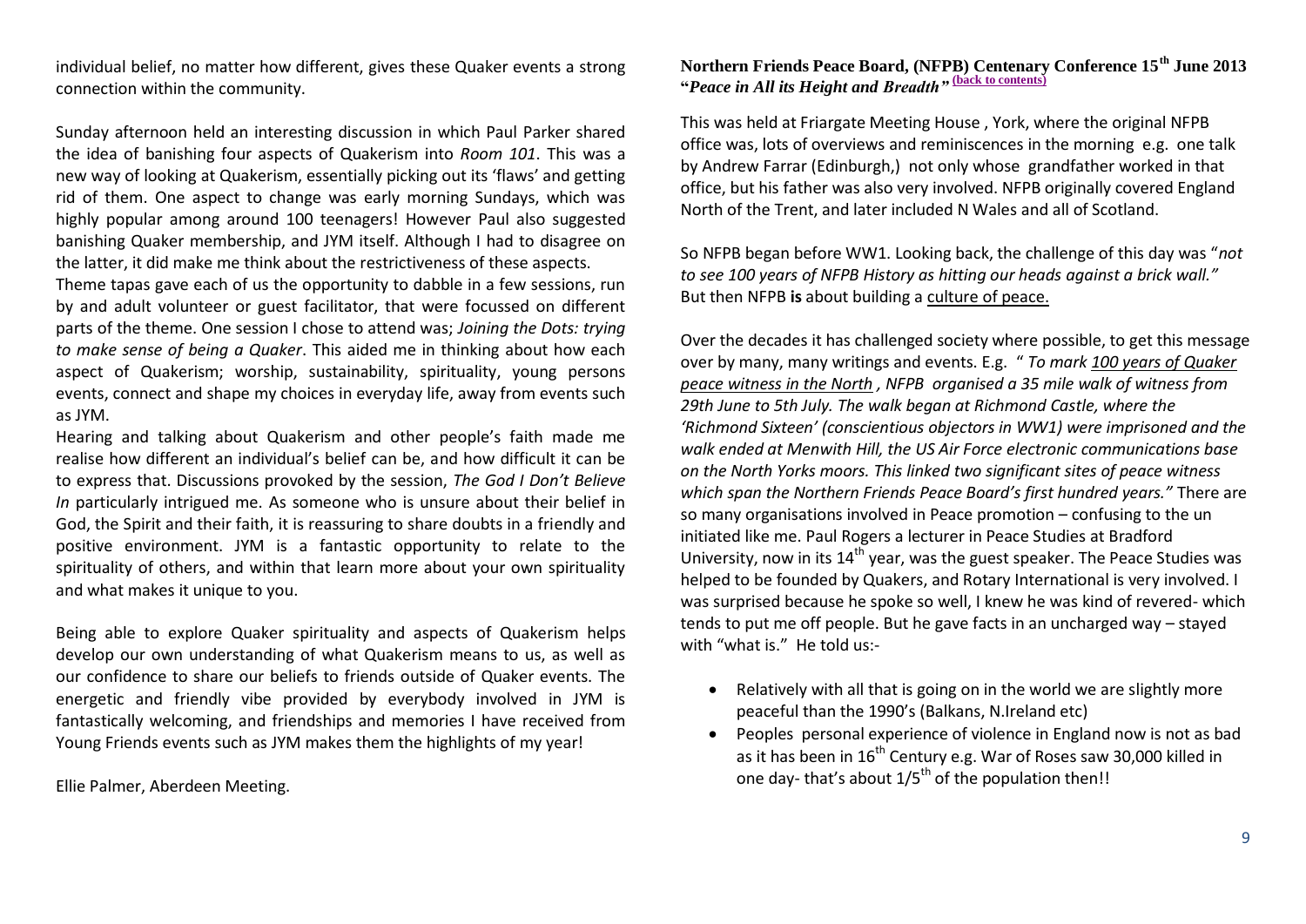individual belief, no matter how different, gives these Quaker events a strong connection within the community.

Sunday afternoon held an interesting discussion in which Paul Parker shared the idea of banishing four aspects of Quakerism into *Room 101*. This was a new way of looking at Quakerism, essentially picking out its 'flaws' and getting rid of them. One aspect to change was early morning Sundays, which was highly popular among around 100 teenagers! However Paul also suggested banishing Quaker membership, and JYM itself. Although I had to disagree on the latter, it did make me think about the restrictiveness of these aspects.

Theme tapas gave each of us the opportunity to dabble in a few sessions, run by and adult volunteer or guest facilitator, that were focussed on different parts of the theme. One session I chose to attend was; *Joining the Dots: trying to make sense of being a Quaker*. This aided me in thinking about how each aspect of Quakerism; worship, sustainability, spirituality, young persons events, connect and shape my choices in everyday life, away from events such as JYM.

Hearing and talking about Quakerism and other people's faith made me realise how different an individual's belief can be, and how difficult it can be to express that. Discussions provoked by the session, *The God I Don't Believe In* particularly intrigued me. As someone who is unsure about their belief in God, the Spirit and their faith, it is reassuring to share doubts in a friendly and positive environment. JYM is a fantastic opportunity to relate to the spirituality of others, and within that learn more about your own spirituality and what makes it unique to you.

Being able to explore Quaker spirituality and aspects of Quakerism helps develop our own understanding of what Quakerism means to us, as well as our confidence to share our beliefs to friends outside of Quaker events. The energetic and friendly vibe provided by everybody involved in JYM is fantastically welcoming, and friendships and memories I have received from Young Friends events such as JYM makes them the highlights of my year!

Ellie Palmer, Aberdeen Meeting.

## Northern Friends Peace Board, (NFPB) Centenary Conference 15th June 2013 "*Peace in All its Height and Breadth*" (back to contents)

This was held at Friargate Meeting House , York, where the original NFPB office was, lots of overviews and reminiscences in the morning e.g. one talk by Andrew Farrar (Edinburgh,) not only whose grandfather worked in that office, but his father was also very involved. NFPB originally covered England North of the Trent, and later included N Wales and all of Scotland.

So NFPB began before WW1. Looking back, the challenge of this day was "*not to see 100 years of NFPB History as hitting our heads against a brick wall.*" But then NFPB **is** about building a culture of peace.

Over the decades it has challenged society where possible, to get this message over by many, many writings and events. E.g. " *To mark 100 years of Quaker peace witness in the North , NFPB organised a 35 mile walk of witness from 29th June to 5th July. The walk began at Richmond Castle, where the 'Richmond Sixteen' (conscientious objectors in WW1) were imprisoned and the walk ended at Menwith Hill, the US Air Force electronic communications base on the North Yorks moors. This linked two significant sites of peace witness which span the Northern Friends Peace Board's first hundred years."* There are so many organisations involved in Peace promotion – confusing to the un initiated like me. Paul Rogers a lecturer in Peace Studies at Bradford University, now in its 14th year, was the guest speaker. The Peace Studies was helped to be founded by Quakers, and Rotary International is very involved. I was surprised because he spoke so well, I knew he was kind of revered- which tends to put me off people. But he gave facts in an uncharged way – stayed with "what is." He told us:-

- Relatively with all that is going on in the world we are slightly more peaceful than the 1990's (Balkans, N.Ireland etc)
- Peoples personal experience of violence in England now is not as bad as it has been in 16th Century e.g. War of Roses saw 30,000 killed in one day- that's about 1/5th of the population then!!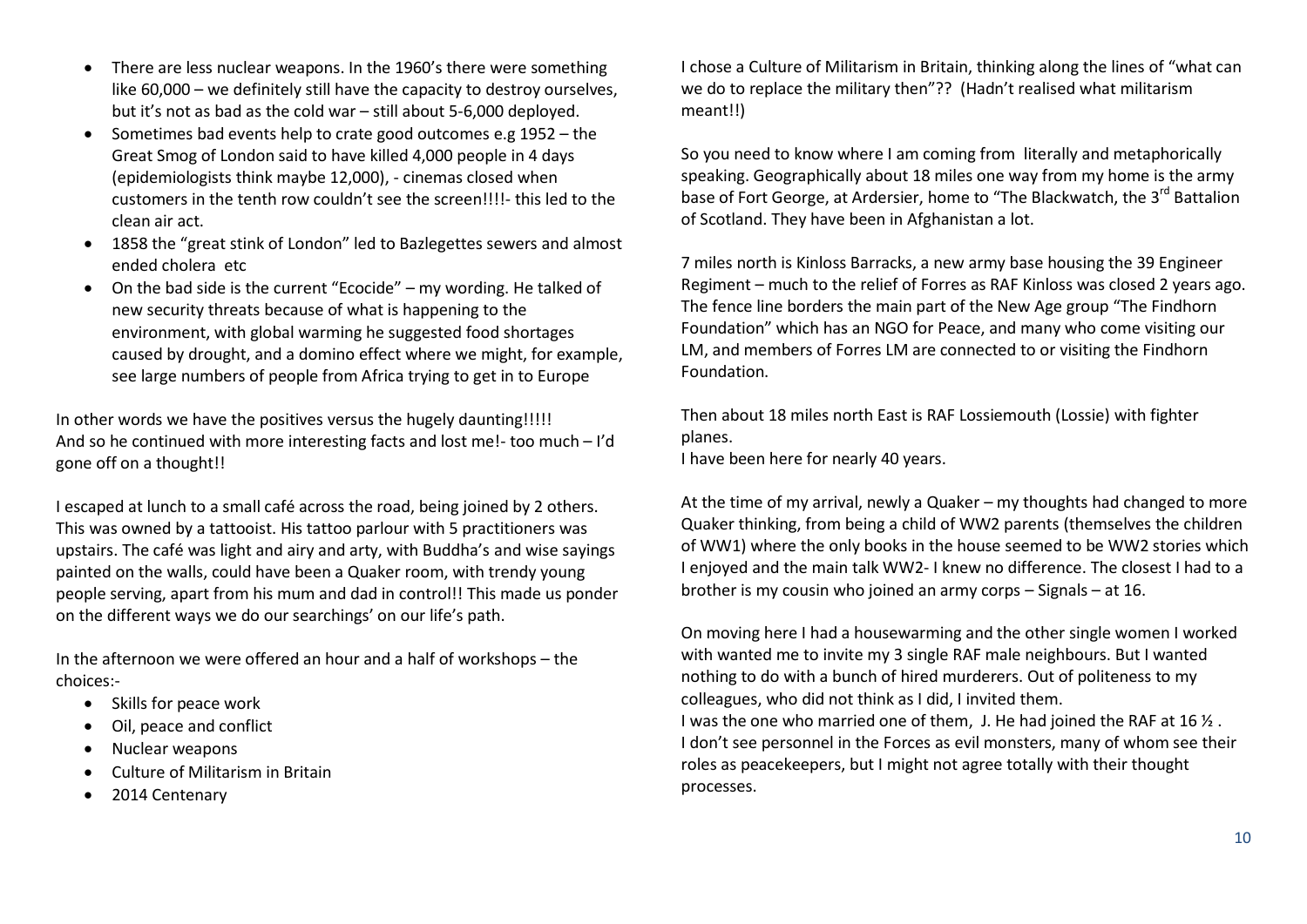- There are less nuclear weapons. In the 1960's there were something like 60,000 – we definitely still have the capacity to destroy ourselves, but it's not as bad as the cold war – still about 5-6,000 deployed.
- Sometimes bad events help to crate good outcomes e.g 1952 – the Great Smog of London said to have killed 4,000 people in 4 days (epidemiologists think maybe 12,000), - cinemas closed when customers in the tenth row couldn't see the screen!!!!- this led to the clean air act.
- 1858 the "great stink of London" led to Bazlegettes sewers and almost ended cholera etc
- On the bad side is the current "Ecocide" – my wording. He talked of new security threats because of what is happening to the environment, with global warming he suggested food shortages caused by drought, and a domino effect where we might, for example, see large numbers of people from Africa trying to get in to Europe

In other words we have the positives versus the hugely daunting!!!!!
And so he continued with more interesting facts and lost me!- too much – I'd gone off on a thought!!

I escaped at lunch to a small café across the road, being joined by 2 others. This was owned by a tattooist. His tattoo parlour with 5 practitioners was upstairs. The café was light and airy and arty, with Buddha's and wise sayings painted on the walls, could have been a Quaker room, with trendy young people serving, apart from his mum and dad in control!! This made us ponder on the different ways we do our searchings' on our life's path.

In the afternoon we were offered an hour and a half of workshops – the choices:-

- Skills for peace work
- Oil, peace and conflict
- Nuclear weapons
- Culture of Militarism in Britain
- 2014 Centenary

I chose a Culture of Militarism in Britain, thinking along the lines of "what can we do to replace the military then"?? (Hadn't realised what militarism meant!!)

So you need to know where I am coming from literally and metaphorically speaking. Geographically about 18 miles one way from my home is the army base of Fort George, at Ardersier, home to "The Blackwatch, the 3rd Battalion of Scotland. They have been in Afghanistan a lot.

7 miles north is Kinloss Barracks, a new army base housing the 39 Engineer Regiment – much to the relief of Forres as RAF Kinloss was closed 2 years ago. The fence line borders the main part of the New Age group "The Findhorn Foundation" which has an NGO for Peace, and many who come visiting our LM, and members of Forres LM are connected to or visiting the Findhorn Foundation.

Then about 18 miles north East is RAF Lossiemouth (Lossie) with fighter planes.
I have been here for nearly 40 years.

At the time of my arrival, newly a Quaker – my thoughts had changed to more Quaker thinking, from being a child of WW2 parents (themselves the children of WW1) where the only books in the house seemed to be WW2 stories which I enjoyed and the main talk WW2- I knew no difference. The closest I had to a brother is my cousin who joined an army corps – Signals – at 16.

On moving here I had a housewarming and the other single women I worked with wanted me to invite my 3 single RAF male neighbours. But I wanted nothing to do with a bunch of hired murderers. Out of politeness to my colleagues, who did not think as I did, I invited them.
I was the one who married one of them, J. He had joined the RAF at 16 ½ .
I don't see personnel in the Forces as evil monsters, many of whom see their roles as peacekeepers, but I might not agree totally with their thought processes.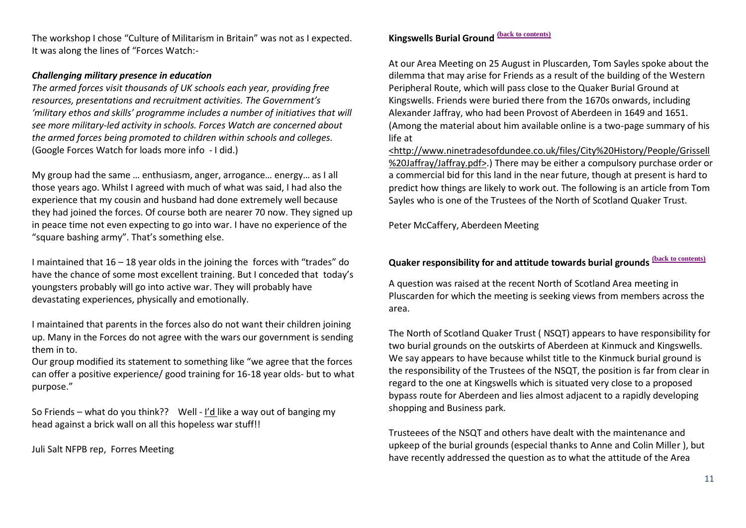The workshop I chose "Culture of Militarism in Britain" was not as I expected. It was along the lines of "Forces Watch:-

***Challenging military presence in education***

*The armed forces visit thousands of UK schools each year, providing free resources, presentations and recruitment activities. The Government's 'military ethos and skills' programme includes a number of initiatives that will see more military-led activity in schools. Forces Watch are concerned about the armed forces being promoted to children within schools and colleges.* (Google Forces Watch for loads more info - I did.)

My group had the same … enthusiasm, anger, arrogance… energy… as I all those years ago. Whilst I agreed with much of what was said, I had also the experience that my cousin and husband had done extremely well because they had joined the forces. Of course both are nearer 70 now. They signed up in peace time not even expecting to go into war. I have no experience of the "square bashing army". That's something else.

I maintained that 16 – 18 year olds in the joining the forces with "trades" do have the chance of some most excellent training. But I conceded that today's youngsters probably will go into active war. They will probably have devastating experiences, physically and emotionally.

I maintained that parents in the forces also do not want their children joining up. Many in the Forces do not agree with the wars our government is sending them in to.

Our group modified its statement to something like "we agree that the forces can offer a positive experience/ good training for 16-18 year olds- but to what purpose."

So Friends – what do you think?? Well - I'd like a way out of banging my head against a brick wall on all this hopeless war stuff!!

Juli Salt NFPB rep, Forres Meeting

## Kingswells Burial Ground (back to contents)

At our Area Meeting on 25 August in Pluscarden, Tom Sayles spoke about the dilemma that may arise for Friends as a result of the building of the Western Peripheral Route, which will pass close to the Quaker Burial Ground at Kingswells. Friends were buried there from the 1670s onwards, including Alexander Jaffray, who had been Provost of Aberdeen in 1649 and 1651. (Among the material about him available online is a two-page summary of his life at <http://www.ninetradesofdundee.co.uk/files/City%20History/People/Grissell%20Jaffray/Jaffray.pdf>.) There may be either a compulsory purchase order or a commercial bid for this land in the near future, though at present is hard to predict how things are likely to work out. The following is an article from Tom Sayles who is one of the Trustees of the North of Scotland Quaker Trust.

Peter McCaffery, Aberdeen Meeting

## Quaker responsibility for and attitude towards burial grounds (back to contents)

A question was raised at the recent North of Scotland Area meeting in Pluscarden for which the meeting is seeking views from members across the area.

The North of Scotland Quaker Trust ( NSQT) appears to have responsibility for two burial grounds on the outskirts of Aberdeen at Kinmuck and Kingswells. We say appears to have because whilst title to the Kinmuck burial ground is the responsibility of the Trustees of the NSQT, the position is far from clear in regard to the one at Kingswells which is situated very close to a proposed bypass route for Aberdeen and lies almost adjacent to a rapidly developing shopping and Business park.

Trusteees of the NSQT and others have dealt with the maintenance and upkeep of the burial grounds (especial thanks to Anne and Colin Miller ), but have recently addressed the question as to what the attitude of the Area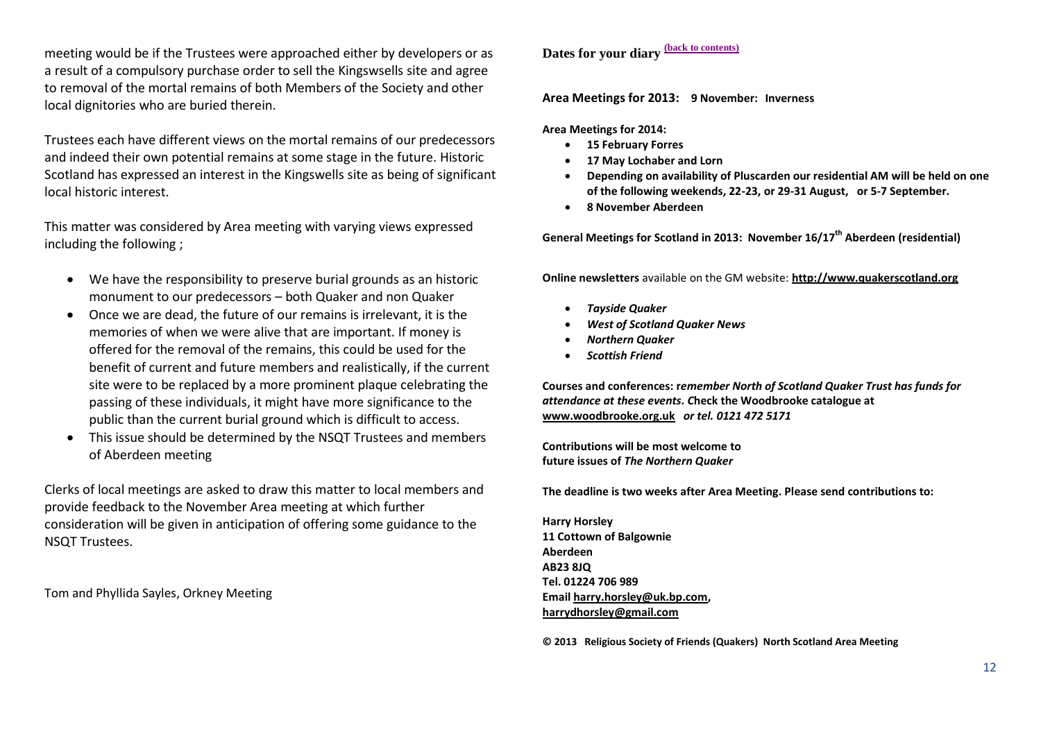meeting would be if the Trustees were approached either by developers or as a result of a compulsory purchase order to sell the Kingswsells site and agree to removal of the mortal remains of both Members of the Society and other local dignitories who are buried therein.

Trustees each have different views on the mortal remains of our predecessors and indeed their own potential remains at some stage in the future. Historic Scotland has expressed an interest in the Kingswells site as being of significant local historic interest.

This matter was considered by Area meeting with varying views expressed including the following ;

- We have the responsibility to preserve burial grounds as an historic monument to our predecessors – both Quaker and non Quaker
- Once we are dead, the future of our remains is irrelevant, it is the memories of when we were alive that are important. If money is offered for the removal of the remains, this could be used for the benefit of current and future members and realistically, if the current site were to be replaced by a more prominent plaque celebrating the passing of these individuals, it might have more significance to the public than the current burial ground which is difficult to access.
- This issue should be determined by the NSQT Trustees and members of Aberdeen meeting

Clerks of local meetings are asked to draw this matter to local members and provide feedback to the November Area meeting at which further consideration will be given in anticipation of offering some guidance to the NSQT Trustees.

Tom and Phyllida Sayles, Orkney Meeting

## Dates for your diary (back to contents)

**Area Meetings for 2013: 9 November: Inverness**

**Area Meetings for 2014:**

- **15 February Forres**
- **17 May Lochaber and Lorn**
- **Depending on availability of Pluscarden our residential AM will be held on one of the following weekends, 22-23, or 29-31 August, or 5-7 September.**
- **8 November Aberdeen**

**General Meetings for Scotland in 2013: November 16/17th Aberdeen (residential)**

**Online newsletters** available on the GM website: **http://www.quakerscotland.org**

- ***Tayside Quaker***
- ***West of Scotland Quaker News***
- ***Northern Quaker***
- ***Scottish Friend***

**Courses and conferences: *remember North of Scotland Quaker Trust has funds for attendance at these events. C*heck the Woodbrooke catalogue at www.woodbrooke.org.uk *or tel. 0121 472 5171***

**Contributions will be most welcome to future issues of *The Northern Quaker***

**The deadline is two weeks after Area Meeting. Please send contributions to:**

**Harry Horsley**
**11 Cottown of Balgownie**
**Aberdeen**
**AB23 8JQ**
**Tel. 01224 706 989**
**Email harry.horsley@uk.bp.com, harrydhorsley@gmail.com**

**© 2013 Religious Society of Friends (Quakers) North Scotland Area Meeting**